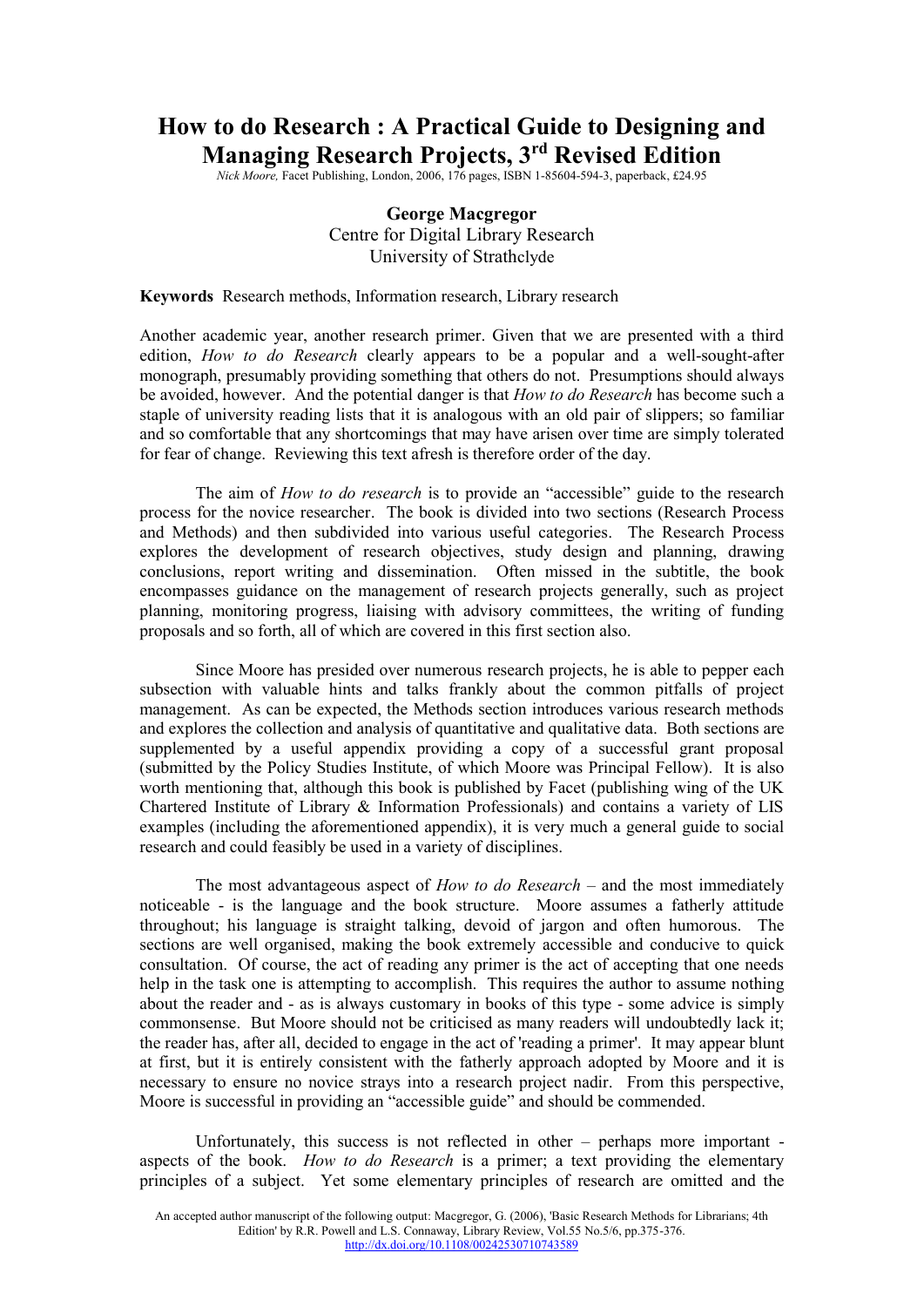# How to do Research : A Practical Guide to Designing and Managing Research Projects, 3rd Revised Edition

*Nick Moore,* Facet Publishing, London, 2006, 176 pages, ISBN 1-85604-594-3, paperback, £24.95

**George Macgregor**
Centre for Digital Library Research
University of Strathclyde

**Keywords** Research methods, Information research, Library research

Another academic year, another research primer. Given that we are presented with a third edition, *How to do Research* clearly appears to be a popular and a well-sought-after monograph, presumably providing something that others do not. Presumptions should always be avoided, however. And the potential danger is that *How to do Research* has become such a staple of university reading lists that it is analogous with an old pair of slippers; so familiar and so comfortable that any shortcomings that may have arisen over time are simply tolerated for fear of change. Reviewing this text afresh is therefore order of the day.

The aim of *How to do research* is to provide an "accessible" guide to the research process for the novice researcher. The book is divided into two sections (Research Process and Methods) and then subdivided into various useful categories. The Research Process explores the development of research objectives, study design and planning, drawing conclusions, report writing and dissemination. Often missed in the subtitle, the book encompasses guidance on the management of research projects generally, such as project planning, monitoring progress, liaising with advisory committees, the writing of funding proposals and so forth, all of which are covered in this first section also.

Since Moore has presided over numerous research projects, he is able to pepper each subsection with valuable hints and talks frankly about the common pitfalls of project management. As can be expected, the Methods section introduces various research methods and explores the collection and analysis of quantitative and qualitative data. Both sections are supplemented by a useful appendix providing a copy of a successful grant proposal (submitted by the Policy Studies Institute, of which Moore was Principal Fellow). It is also worth mentioning that, although this book is published by Facet (publishing wing of the UK Chartered Institute of Library & Information Professionals) and contains a variety of LIS examples (including the aforementioned appendix), it is very much a general guide to social research and could feasibly be used in a variety of disciplines.

The most advantageous aspect of *How to do Research* – and the most immediately noticeable - is the language and the book structure. Moore assumes a fatherly attitude throughout; his language is straight talking, devoid of jargon and often humorous. The sections are well organised, making the book extremely accessible and conducive to quick consultation. Of course, the act of reading any primer is the act of accepting that one needs help in the task one is attempting to accomplish. This requires the author to assume nothing about the reader and - as is always customary in books of this type - some advice is simply commonsense. But Moore should not be criticised as many readers will undoubtedly lack it; the reader has, after all, decided to engage in the act of 'reading a primer'. It may appear blunt at first, but it is entirely consistent with the fatherly approach adopted by Moore and it is necessary to ensure no novice strays into a research project nadir. From this perspective, Moore is successful in providing an "accessible guide" and should be commended.

Unfortunately, this success is not reflected in other – perhaps more important - aspects of the book. *How to do Research* is a primer; a text providing the elementary principles of a subject. Yet some elementary principles of research are omitted and the

An accepted author manuscript of the following output: Macgregor, G. (2006), 'Basic Research Methods for Librarians; 4th Edition' by R.R. Powell and L.S. Connaway, Library Review, Vol.55 No.5/6, pp.375-376.
http://dx.doi.org/10.1108/00242530710743589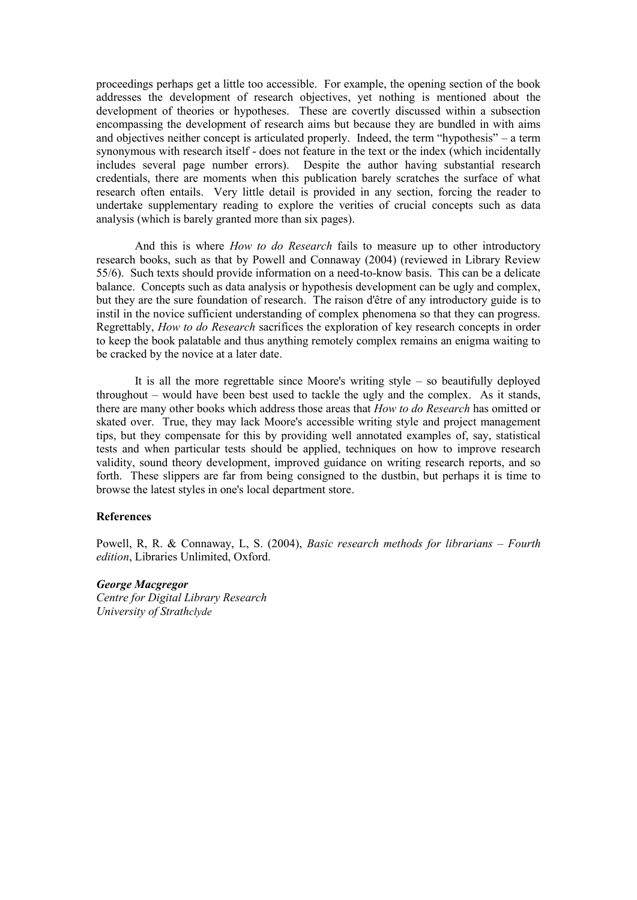proceedings perhaps get a little too accessible. For example, the opening section of the book addresses the development of research objectives, yet nothing is mentioned about the development of theories or hypotheses. These are covertly discussed within a subsection encompassing the development of research aims but because they are bundled in with aims and objectives neither concept is articulated properly. Indeed, the term "hypothesis" – a term synonymous with research itself - does not feature in the text or the index (which incidentally includes several page number errors). Despite the author having substantial research credentials, there are moments when this publication barely scratches the surface of what research often entails. Very little detail is provided in any section, forcing the reader to undertake supplementary reading to explore the verities of crucial concepts such as data analysis (which is barely granted more than six pages).

And this is where *How to do Research* fails to measure up to other introductory research books, such as that by Powell and Connaway (2004) (reviewed in Library Review 55/6). Such texts should provide information on a need-to-know basis. This can be a delicate balance. Concepts such as data analysis or hypothesis development can be ugly and complex, but they are the sure foundation of research. The raison d'être of any introductory guide is to instil in the novice sufficient understanding of complex phenomena so that they can progress. Regrettably, *How to do Research* sacrifices the exploration of key research concepts in order to keep the book palatable and thus anything remotely complex remains an enigma waiting to be cracked by the novice at a later date.

It is all the more regrettable since Moore's writing style – so beautifully deployed throughout – would have been best used to tackle the ugly and the complex. As it stands, there are many other books which address those areas that *How to do Research* has omitted or skated over. True, they may lack Moore's accessible writing style and project management tips, but they compensate for this by providing well annotated examples of, say, statistical tests and when particular tests should be applied, techniques on how to improve research validity, sound theory development, improved guidance on writing research reports, and so forth. These slippers are far from being consigned to the dustbin, but perhaps it is time to browse the latest styles in one's local department store.

**References**

Powell, R, R. & Connaway, L, S. (2004), *Basic research methods for librarians – Fourth edition*, Libraries Unlimited, Oxford.

***George Macgregor***
*Centre for Digital Library Research*
*University of Strathclyde*